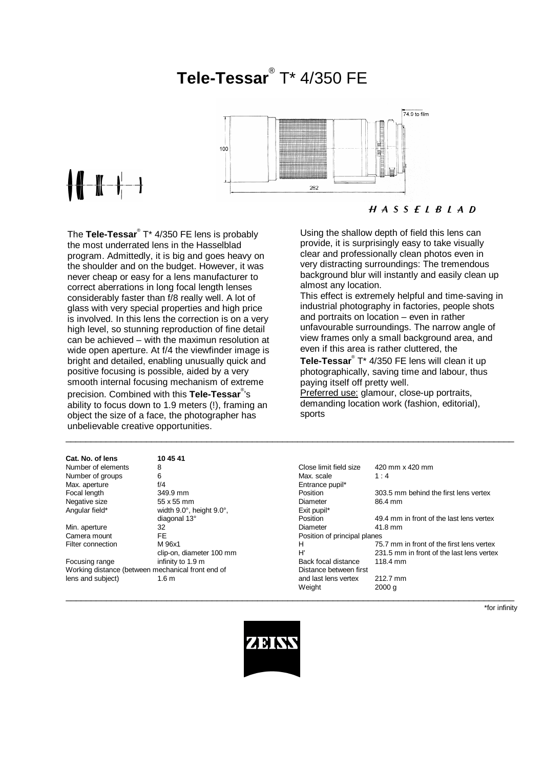# Tele-Tessar® T* 4/350 FE

HASSELBLAD

The **Tele-Tessar**® T* 4/350 FE lens is probably the most underrated lens in the Hasselblad program. Admittedly, it is big and goes heavy on the shoulder and on the budget. However, it was never cheap or easy for a lens manufacturer to correct aberrations in long focal length lenses considerably faster than f/8 really well. A lot of glass with very special properties and high price is involved. In this lens the correction is on a very high level, so stunning reproduction of fine detail can be achieved – with the maximun resolution at wide open aperture. At f/4 the viewfinder image is bright and detailed, enabling unusually quick and positive focusing is possible, aided by a very smooth internal focusing mechanism of extreme precision. Combined with this **Tele-Tessar**®'s ability to focus down to 1.9 meters (!), framing an object the size of a face, the photographer has unbelievable creative opportunities.

Using the shallow depth of field this lens can provide, it is surprisingly easy to take visually clear and professionally clean photos even in very distracting surroundings: The tremendous background blur will instantly and easily clean up almost any location.
This effect is extremely helpful and time-saving in industrial photography in factories, people shots and portraits on location – even in rather unfavourable surroundings. The narrow angle of view frames only a small background area, and even if this area is rather cluttered, the **Tele-Tessar**® T* 4/350 FE lens will clean it up photographically, saving time and labour, thus paying itself off pretty well.
Preferred use: glamour, close-up portraits, demanding location work (fashion, editorial), sports

| **Cat. No. of lens** | **10 45 41** |
|---|---|
| Number of elements | 8 |
| Number of groups | 6 |
| Max. aperture | f/4 |
| Focal length | 349.9 mm |
| Negative size | 55 x 55 mm |
| Angular field* | width 9.0°, height 9.0°, diagonal 13° |
| Min. aperture | 32 |
| Camera mount | FE |
| Filter connection | M 96x1, clip-on, diameter 100 mm |
| Focusing range | infinity to 1.9 m |
| Working distance (between mechanical front end of lens and subject) | 1.6 m |

| | |
|---|---|
| Close limit field size | 420 mm x 420 mm |
| Max. scale | 1 : 4 |
| Entrance pupil* | |
| Position | 303.5 mm behind the first lens vertex |
| Diameter | 86.4 mm |
| Exit pupil* | |
| Position | 49.4 mm in front of the last lens vertex |
| Diameter | 41.8 mm |
| Position of principal planes | |
| H | 75.7 mm in front of the first lens vertex |
| H' | 231.5 mm in front of the last lens vertex |
| Back focal distance | 118.4 mm |
| Distance between first and last lens vertex | 212.7 mm |
| Weight | 2000 g |

*for infinity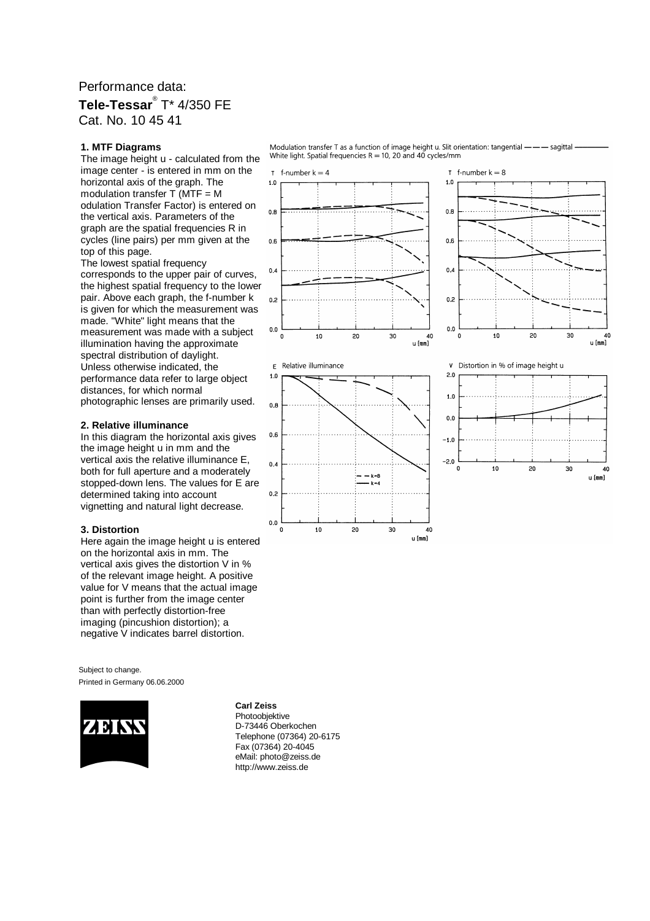Performance data:

# **Tele-Tessar**® T* 4/350 FE

Cat. No. 10 45 41

### 1. MTF Diagrams

The image height u - calculated from the image center - is entered in mm on the horizontal axis of the graph. The modulation transfer T (MTF = M odulation Transfer Factor) is entered on the vertical axis. Parameters of the graph are the spatial frequencies R in cycles (line pairs) per mm given at the top of this page.
The lowest spatial frequency corresponds to the upper pair of curves, the highest spatial frequency to the lower pair. Above each graph, the f-number k is given for which the measurement was made. "White" light means that the measurement was made with a subject illumination having the approximate spectral distribution of daylight.
Unless otherwise indicated, the performance data refer to large object distances, for which normal photographic lenses are primarily used.

### 2. Relative illuminance

In this diagram the horizontal axis gives the image height u in mm and the vertical axis the relative illuminance E, both for full aperture and a moderately stopped-down lens. The values for E are determined taking into account vignetting and natural light decrease.

### 3. Distortion

Here again the image height u is entered on the horizontal axis in mm. The vertical axis gives the distortion V in % of the relevant image height. A positive value for V means that the actual image point is further from the image center than with perfectly distortion-free imaging (pincushion distortion); a negative V indicates barrel distortion.

Modulation transfer T as a function of image height u. Slit orientation: tangential — — — sagittal ———
White light. Spatial frequencies R = 10, 20 and 40 cycles/mm

T f-number k = 4
1.0
0.8
0.6
0.4
0.2
0.0
0 10 20 30 40
u [mm]

T f-number k = 8
1.0
0.8
0.6
0.4
0.2
0.0
0 10 20 30 40
u [mm]

E Relative illuminance
1.0
0.8
0.6
0.4
0.2
0.0
0 10 20 30 40
u [mm]
k=8
k=4

V Distortion in % of image height u
2.0
1.0
0.0
−1.0
−2.0
0 10 20 30 40
u [mm]

Subject to change.
Printed in Germany 06.06.2000

ZEISS

**Carl Zeiss**
Photoobjektive
D-73446 Oberkochen
Telephone (07364) 20-6175
Fax (07364) 20-4045
eMail: photo@zeiss.de
http://www.zeiss.de